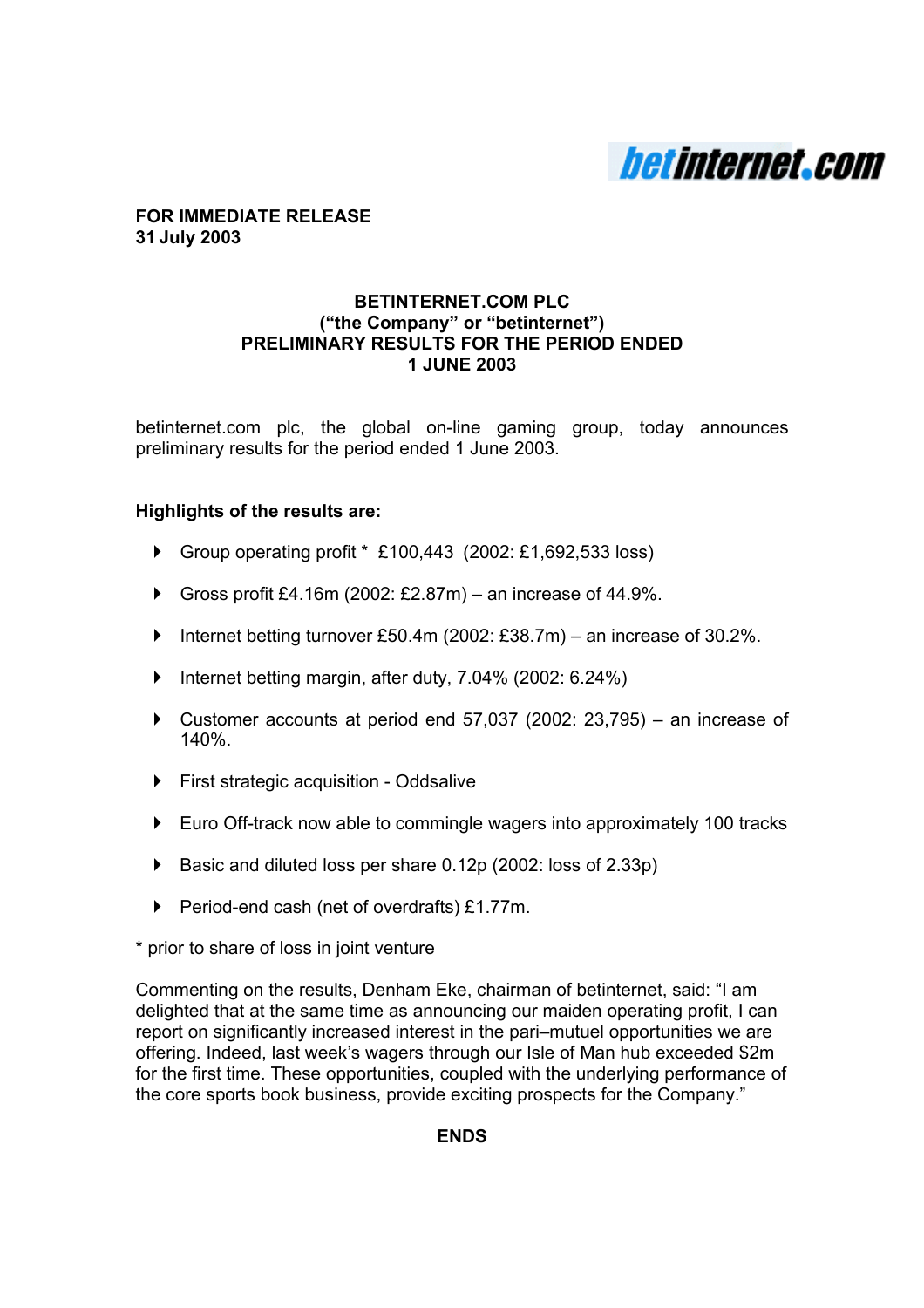betinternet.com

**FOR IMMEDIATE RELEASE**
**31 July 2003**

## BETINTERNET.COM PLC
## ("the Company" or "betinternet")
## PRELIMINARY RESULTS FOR THE PERIOD ENDED 1 JUNE 2003

betinternet.com plc, the global on-line gaming group, today announces preliminary results for the period ended 1 June 2003.

**Highlights of the results are:**

- Group operating profit * £100,443 (2002: £1,692,533 loss)
- Gross profit £4.16m (2002: £2.87m) – an increase of 44.9%.
- Internet betting turnover £50.4m (2002: £38.7m) – an increase of 30.2%.
- Internet betting margin, after duty, 7.04% (2002: 6.24%)
- Customer accounts at period end 57,037 (2002: 23,795) – an increase of 140%.
- First strategic acquisition - Oddsalive
- Euro Off-track now able to commingle wagers into approximately 100 tracks
- Basic and diluted loss per share 0.12p (2002: loss of 2.33p)
- Period-end cash (net of overdrafts) £1.77m.

* prior to share of loss in joint venture

Commenting on the results, Denham Eke, chairman of betinternet, said: "I am delighted that at the same time as announcing our maiden operating profit, I can report on significantly increased interest in the pari–mutuel opportunities we are offering. Indeed, last week's wagers through our Isle of Man hub exceeded $2m for the first time. These opportunities, coupled with the underlying performance of the core sports book business, provide exciting prospects for the Company."

**ENDS**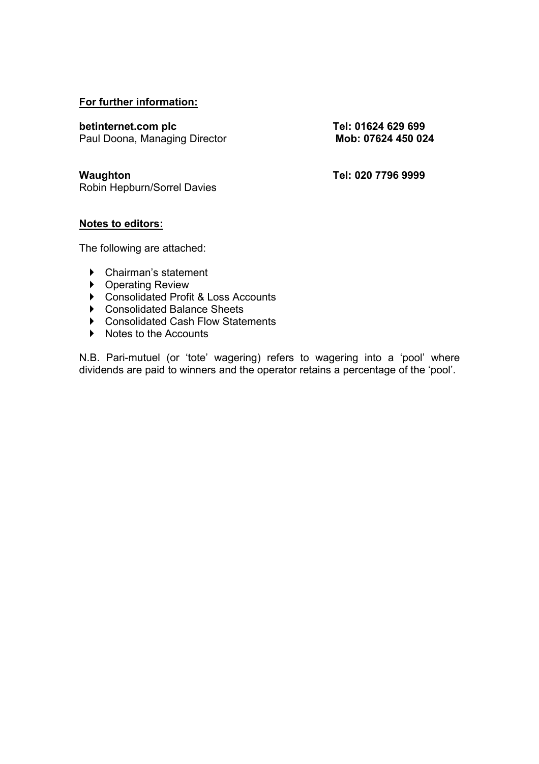**For further information:**

**betinternet.com plc** — **Tel: 01624 629 699**
Paul Doona, Managing Director — **Mob: 07624 450 024**

**Waughton** — **Tel: 020 7796 9999**
Robin Hepburn/Sorrel Davies

**Notes to editors:**

The following are attached:

- Chairman's statement
- Operating Review
- Consolidated Profit & Loss Accounts
- Consolidated Balance Sheets
- Consolidated Cash Flow Statements
- Notes to the Accounts

N.B. Pari-mutuel (or 'tote' wagering) refers to wagering into a 'pool' where dividends are paid to winners and the operator retains a percentage of the 'pool'.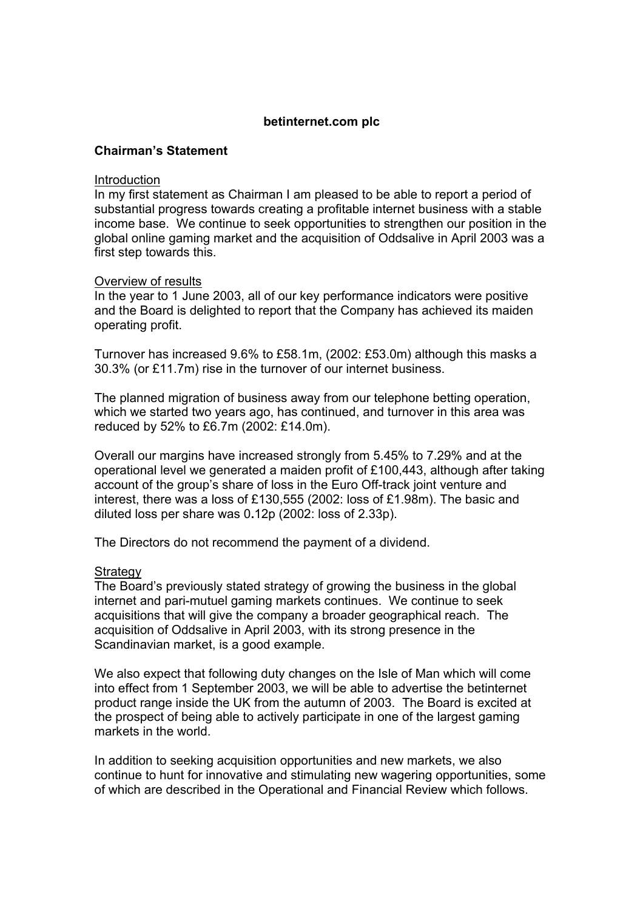**betinternet.com plc**

## Chairman's Statement

### Introduction

In my first statement as Chairman I am pleased to be able to report a period of substantial progress towards creating a profitable internet business with a stable income base. We continue to seek opportunities to strengthen our position in the global online gaming market and the acquisition of Oddsalive in April 2003 was a first step towards this.

### Overview of results

In the year to 1 June 2003, all of our key performance indicators were positive and the Board is delighted to report that the Company has achieved its maiden operating profit.

Turnover has increased 9.6% to £58.1m, (2002: £53.0m) although this masks a 30.3% (or £11.7m) rise in the turnover of our internet business.

The planned migration of business away from our telephone betting operation, which we started two years ago, has continued, and turnover in this area was reduced by 52% to £6.7m (2002: £14.0m).

Overall our margins have increased strongly from 5.45% to 7.29% and at the operational level we generated a maiden profit of £100,443, although after taking account of the group's share of loss in the Euro Off-track joint venture and interest, there was a loss of £130,555 (2002: loss of £1.98m). The basic and diluted loss per share was 0**.**12p (2002: loss of 2.33p).

The Directors do not recommend the payment of a dividend.

### Strategy

The Board's previously stated strategy of growing the business in the global internet and pari-mutuel gaming markets continues. We continue to seek acquisitions that will give the company a broader geographical reach. The acquisition of Oddsalive in April 2003, with its strong presence in the Scandinavian market, is a good example.

We also expect that following duty changes on the Isle of Man which will come into effect from 1 September 2003, we will be able to advertise the betinternet product range inside the UK from the autumn of 2003. The Board is excited at the prospect of being able to actively participate in one of the largest gaming markets in the world.

In addition to seeking acquisition opportunities and new markets, we also continue to hunt for innovative and stimulating new wagering opportunities, some of which are described in the Operational and Financial Review which follows.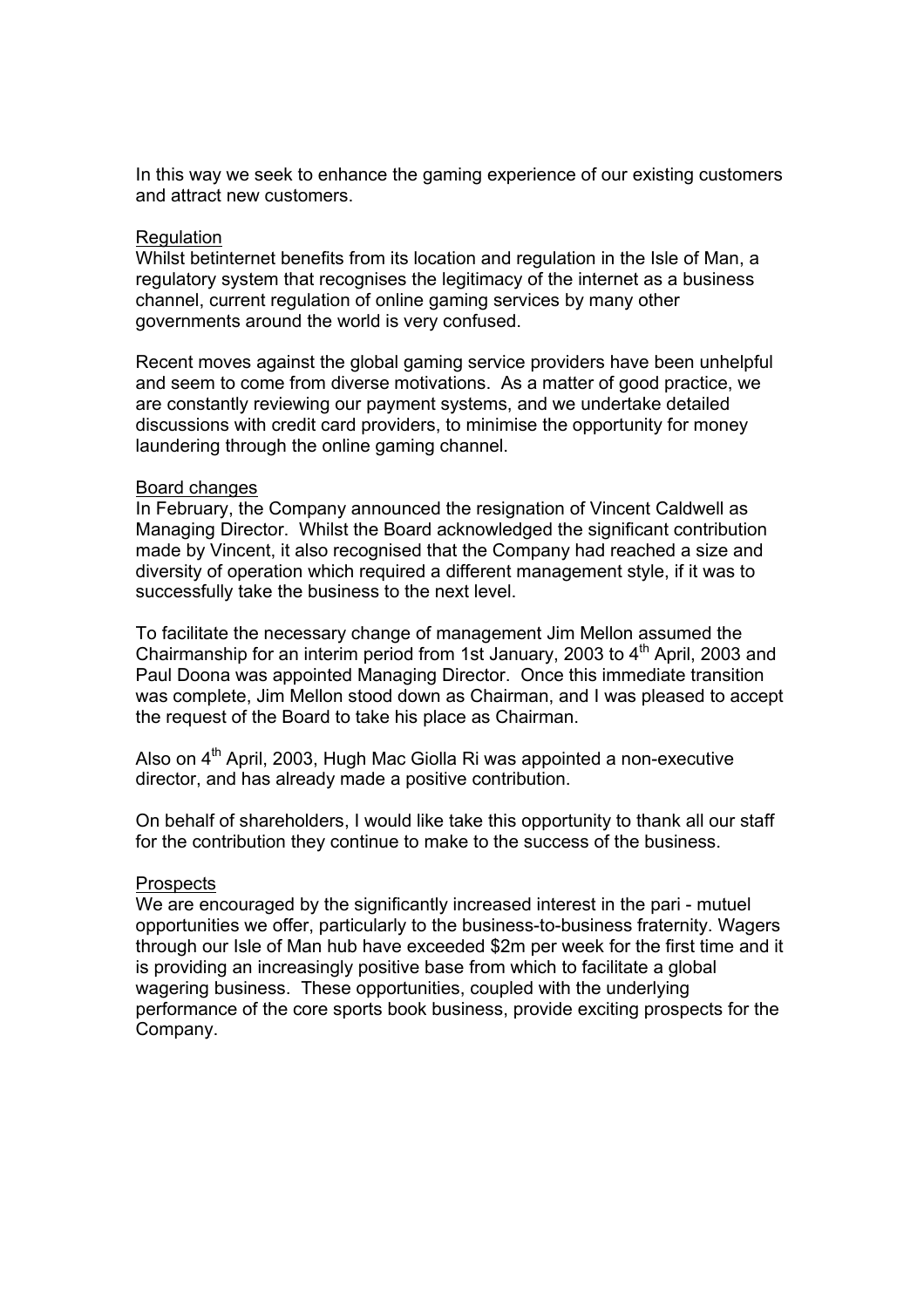In this way we seek to enhance the gaming experience of our existing customers and attract new customers.

## Regulation

Whilst betinternet benefits from its location and regulation in the Isle of Man, a regulatory system that recognises the legitimacy of the internet as a business channel, current regulation of online gaming services by many other governments around the world is very confused.

Recent moves against the global gaming service providers have been unhelpful and seem to come from diverse motivations. As a matter of good practice, we are constantly reviewing our payment systems, and we undertake detailed discussions with credit card providers, to minimise the opportunity for money laundering through the online gaming channel.

## Board changes

In February, the Company announced the resignation of Vincent Caldwell as Managing Director. Whilst the Board acknowledged the significant contribution made by Vincent, it also recognised that the Company had reached a size and diversity of operation which required a different management style, if it was to successfully take the business to the next level.

To facilitate the necessary change of management Jim Mellon assumed the Chairmanship for an interim period from 1st January, 2003 to 4th April, 2003 and Paul Doona was appointed Managing Director. Once this immediate transition was complete, Jim Mellon stood down as Chairman, and I was pleased to accept the request of the Board to take his place as Chairman.

Also on 4th April, 2003, Hugh Mac Giolla Ri was appointed a non-executive director, and has already made a positive contribution.

On behalf of shareholders, I would like take this opportunity to thank all our staff for the contribution they continue to make to the success of the business.

## Prospects

We are encouraged by the significantly increased interest in the pari - mutuel opportunities we offer, particularly to the business-to-business fraternity. Wagers through our Isle of Man hub have exceeded $2m per week for the first time and it is providing an increasingly positive base from which to facilitate a global wagering business. These opportunities, coupled with the underlying performance of the core sports book business, provide exciting prospects for the Company.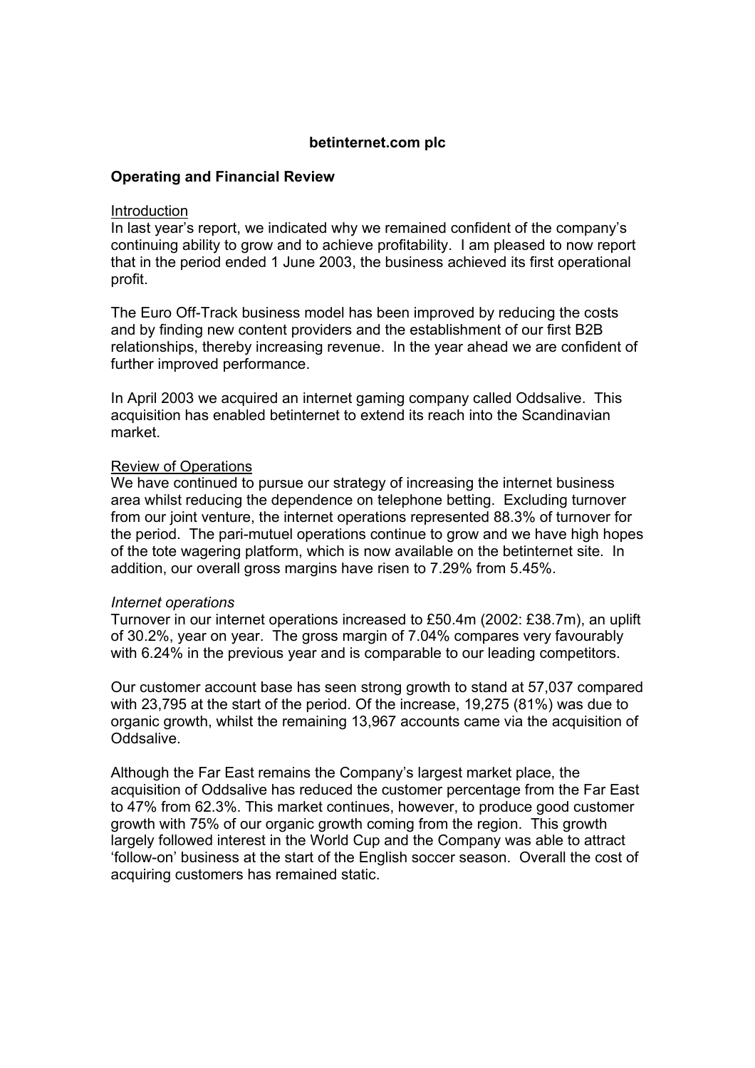**betinternet.com plc**

**Operating and Financial Review**

Introduction

In last year's report, we indicated why we remained confident of the company's continuing ability to grow and to achieve profitability. I am pleased to now report that in the period ended 1 June 2003, the business achieved its first operational profit.

The Euro Off-Track business model has been improved by reducing the costs and by finding new content providers and the establishment of our first B2B relationships, thereby increasing revenue. In the year ahead we are confident of further improved performance.

In April 2003 we acquired an internet gaming company called Oddsalive. This acquisition has enabled betinternet to extend its reach into the Scandinavian market.

Review of Operations

We have continued to pursue our strategy of increasing the internet business area whilst reducing the dependence on telephone betting. Excluding turnover from our joint venture, the internet operations represented 88.3% of turnover for the period. The pari-mutuel operations continue to grow and we have high hopes of the tote wagering platform, which is now available on the betinternet site. In addition, our overall gross margins have risen to 7.29% from 5.45%.

*Internet operations*

Turnover in our internet operations increased to £50.4m (2002: £38.7m), an uplift of 30.2%, year on year. The gross margin of 7.04% compares very favourably with 6.24% in the previous year and is comparable to our leading competitors.

Our customer account base has seen strong growth to stand at 57,037 compared with 23,795 at the start of the period. Of the increase, 19,275 (81%) was due to organic growth, whilst the remaining 13,967 accounts came via the acquisition of Oddsalive.

Although the Far East remains the Company's largest market place, the acquisition of Oddsalive has reduced the customer percentage from the Far East to 47% from 62.3%. This market continues, however, to produce good customer growth with 75% of our organic growth coming from the region. This growth largely followed interest in the World Cup and the Company was able to attract 'follow-on' business at the start of the English soccer season. Overall the cost of acquiring customers has remained static.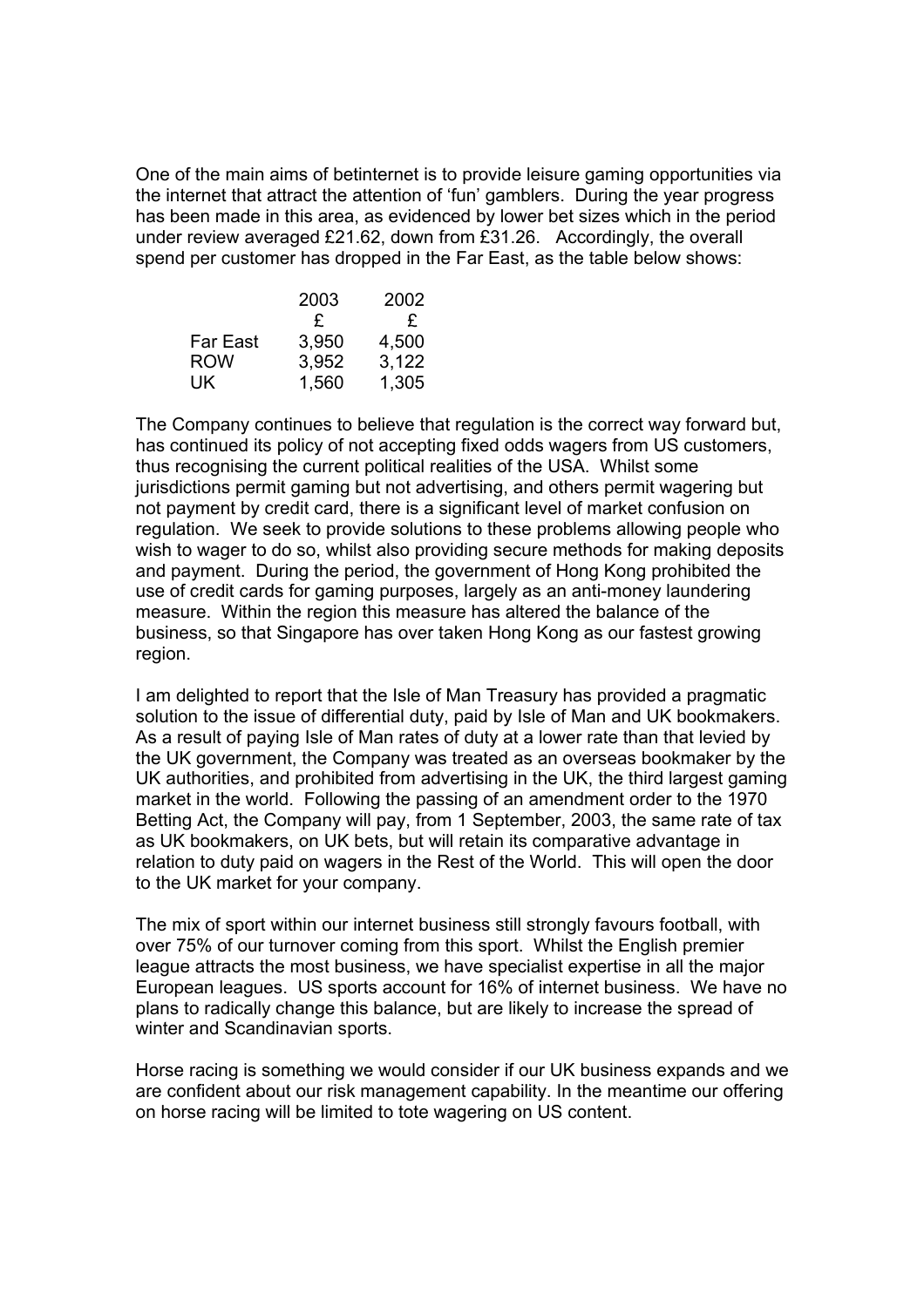One of the main aims of betinternet is to provide leisure gaming opportunities via the internet that attract the attention of 'fun' gamblers. During the year progress has been made in this area, as evidenced by lower bet sizes which in the period under review averaged £21.62, down from £31.26. Accordingly, the overall spend per customer has dropped in the Far East, as the table below shows:

| | 2003 | 2002 |
|---|---|---|
| | £ | £ |
| Far East | 3,950 | 4,500 |
| ROW | 3,952 | 3,122 |
| UK | 1,560 | 1,305 |

The Company continues to believe that regulation is the correct way forward but, has continued its policy of not accepting fixed odds wagers from US customers, thus recognising the current political realities of the USA. Whilst some jurisdictions permit gaming but not advertising, and others permit wagering but not payment by credit card, there is a significant level of market confusion on regulation. We seek to provide solutions to these problems allowing people who wish to wager to do so, whilst also providing secure methods for making deposits and payment. During the period, the government of Hong Kong prohibited the use of credit cards for gaming purposes, largely as an anti-money laundering measure. Within the region this measure has altered the balance of the business, so that Singapore has over taken Hong Kong as our fastest growing region.

I am delighted to report that the Isle of Man Treasury has provided a pragmatic solution to the issue of differential duty, paid by Isle of Man and UK bookmakers. As a result of paying Isle of Man rates of duty at a lower rate than that levied by the UK government, the Company was treated as an overseas bookmaker by the UK authorities, and prohibited from advertising in the UK, the third largest gaming market in the world. Following the passing of an amendment order to the 1970 Betting Act, the Company will pay, from 1 September, 2003, the same rate of tax as UK bookmakers, on UK bets, but will retain its comparative advantage in relation to duty paid on wagers in the Rest of the World. This will open the door to the UK market for your company.

The mix of sport within our internet business still strongly favours football, with over 75% of our turnover coming from this sport. Whilst the English premier league attracts the most business, we have specialist expertise in all the major European leagues. US sports account for 16% of internet business. We have no plans to radically change this balance, but are likely to increase the spread of winter and Scandinavian sports.

Horse racing is something we would consider if our UK business expands and we are confident about our risk management capability. In the meantime our offering on horse racing will be limited to tote wagering on US content.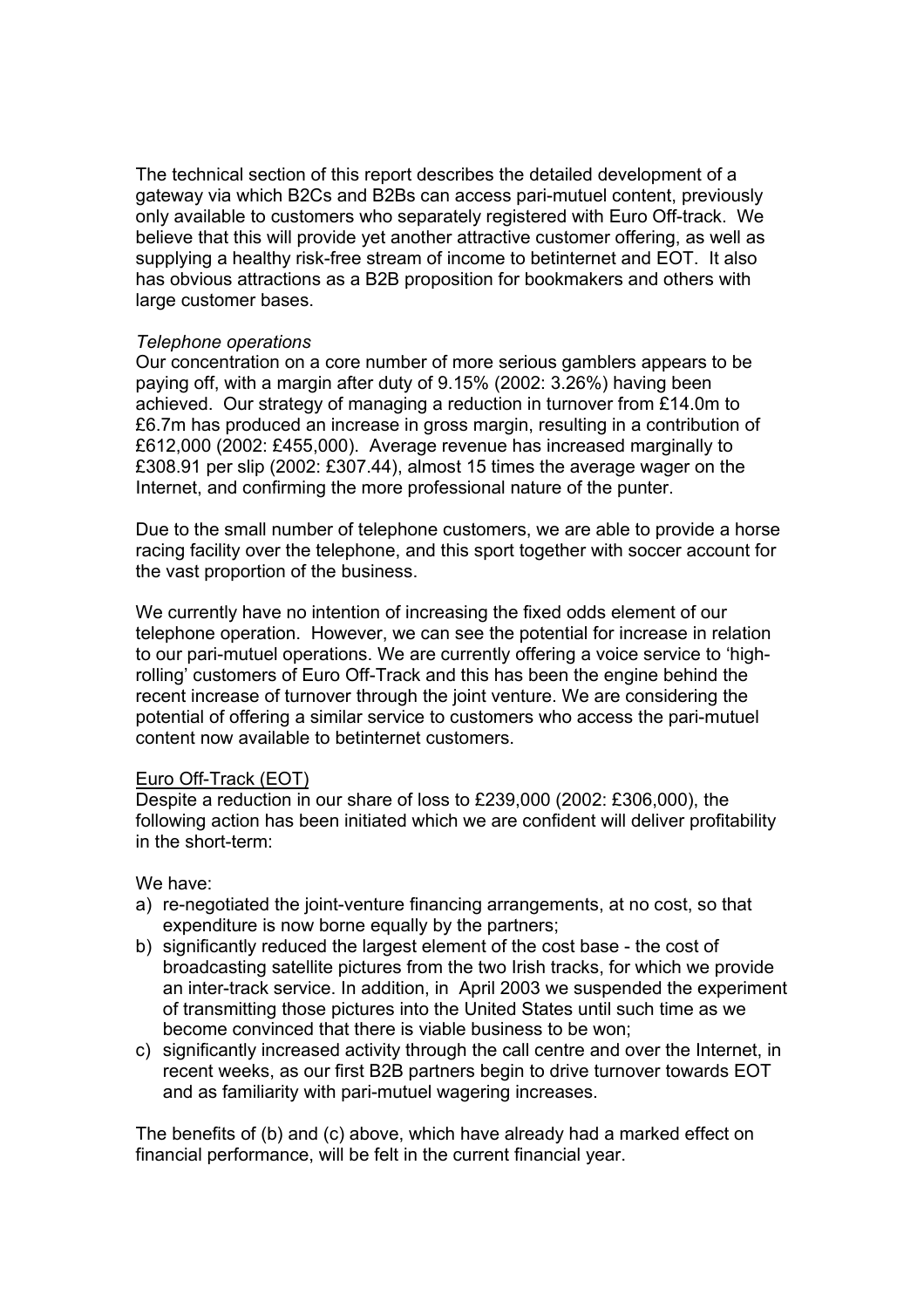The technical section of this report describes the detailed development of a gateway via which B2Cs and B2Bs can access pari-mutuel content, previously only available to customers who separately registered with Euro Off-track. We believe that this will provide yet another attractive customer offering, as well as supplying a healthy risk-free stream of income to betinternet and EOT. It also has obvious attractions as a B2B proposition for bookmakers and others with large customer bases.

*Telephone operations*

Our concentration on a core number of more serious gamblers appears to be paying off, with a margin after duty of 9.15% (2002: 3.26%) having been achieved. Our strategy of managing a reduction in turnover from £14.0m to £6.7m has produced an increase in gross margin, resulting in a contribution of £612,000 (2002: £455,000). Average revenue has increased marginally to £308.91 per slip (2002: £307.44), almost 15 times the average wager on the Internet, and confirming the more professional nature of the punter.

Due to the small number of telephone customers, we are able to provide a horse racing facility over the telephone, and this sport together with soccer account for the vast proportion of the business.

We currently have no intention of increasing the fixed odds element of our telephone operation. However, we can see the potential for increase in relation to our pari-mutuel operations. We are currently offering a voice service to 'high-rolling' customers of Euro Off-Track and this has been the engine behind the recent increase of turnover through the joint venture. We are considering the potential of offering a similar service to customers who access the pari-mutuel content now available to betinternet customers.

<u>Euro Off-Track (EOT)</u>

Despite a reduction in our share of loss to £239,000 (2002: £306,000), the following action has been initiated which we are confident will deliver profitability in the short-term:

We have:

a) re-negotiated the joint-venture financing arrangements, at no cost, so that expenditure is now borne equally by the partners;
b) significantly reduced the largest element of the cost base - the cost of broadcasting satellite pictures from the two Irish tracks, for which we provide an inter-track service. In addition, in April 2003 we suspended the experiment of transmitting those pictures into the United States until such time as we become convinced that there is viable business to be won;
c) significantly increased activity through the call centre and over the Internet, in recent weeks, as our first B2B partners begin to drive turnover towards EOT and as familiarity with pari-mutuel wagering increases.

The benefits of (b) and (c) above, which have already had a marked effect on financial performance, will be felt in the current financial year.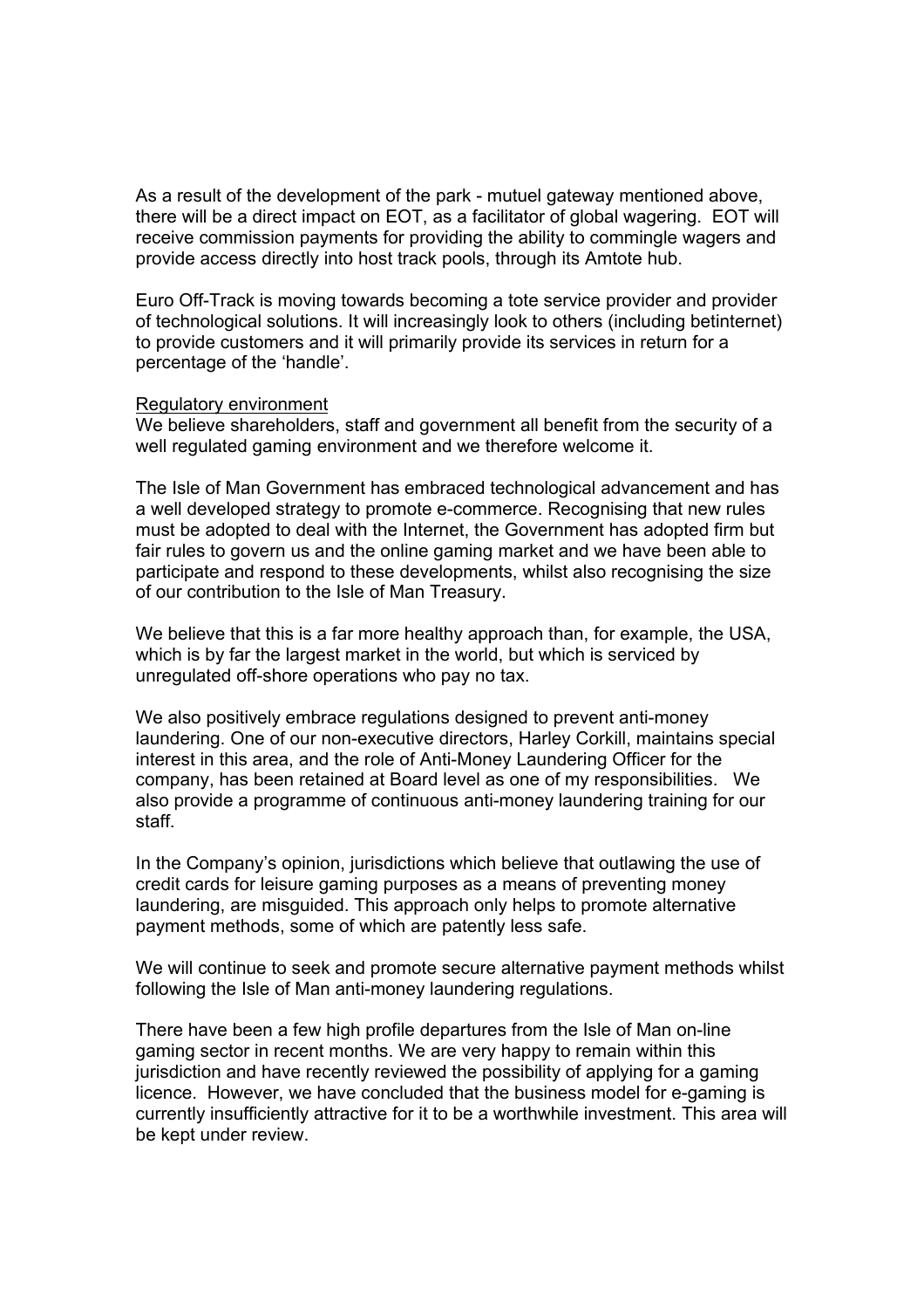As a result of the development of the park - mutuel gateway mentioned above, there will be a direct impact on EOT, as a facilitator of global wagering. EOT will receive commission payments for providing the ability to commingle wagers and provide access directly into host track pools, through its Amtote hub.

Euro Off-Track is moving towards becoming a tote service provider and provider of technological solutions. It will increasingly look to others (including betinternet) to provide customers and it will primarily provide its services in return for a percentage of the 'handle'.

<u>Regulatory environment</u>

We believe shareholders, staff and government all benefit from the security of a well regulated gaming environment and we therefore welcome it.

The Isle of Man Government has embraced technological advancement and has a well developed strategy to promote e-commerce. Recognising that new rules must be adopted to deal with the Internet, the Government has adopted firm but fair rules to govern us and the online gaming market and we have been able to participate and respond to these developments, whilst also recognising the size of our contribution to the Isle of Man Treasury.

We believe that this is a far more healthy approach than, for example, the USA, which is by far the largest market in the world, but which is serviced by unregulated off-shore operations who pay no tax.

We also positively embrace regulations designed to prevent anti-money laundering. One of our non-executive directors, Harley Corkill, maintains special interest in this area, and the role of Anti-Money Laundering Officer for the company, has been retained at Board level as one of my responsibilities. We also provide a programme of continuous anti-money laundering training for our staff.

In the Company's opinion, jurisdictions which believe that outlawing the use of credit cards for leisure gaming purposes as a means of preventing money laundering, are misguided. This approach only helps to promote alternative payment methods, some of which are patently less safe.

We will continue to seek and promote secure alternative payment methods whilst following the Isle of Man anti-money laundering regulations.

There have been a few high profile departures from the Isle of Man on-line gaming sector in recent months. We are very happy to remain within this jurisdiction and have recently reviewed the possibility of applying for a gaming licence. However, we have concluded that the business model for e-gaming is currently insufficiently attractive for it to be a worthwhile investment. This area will be kept under review.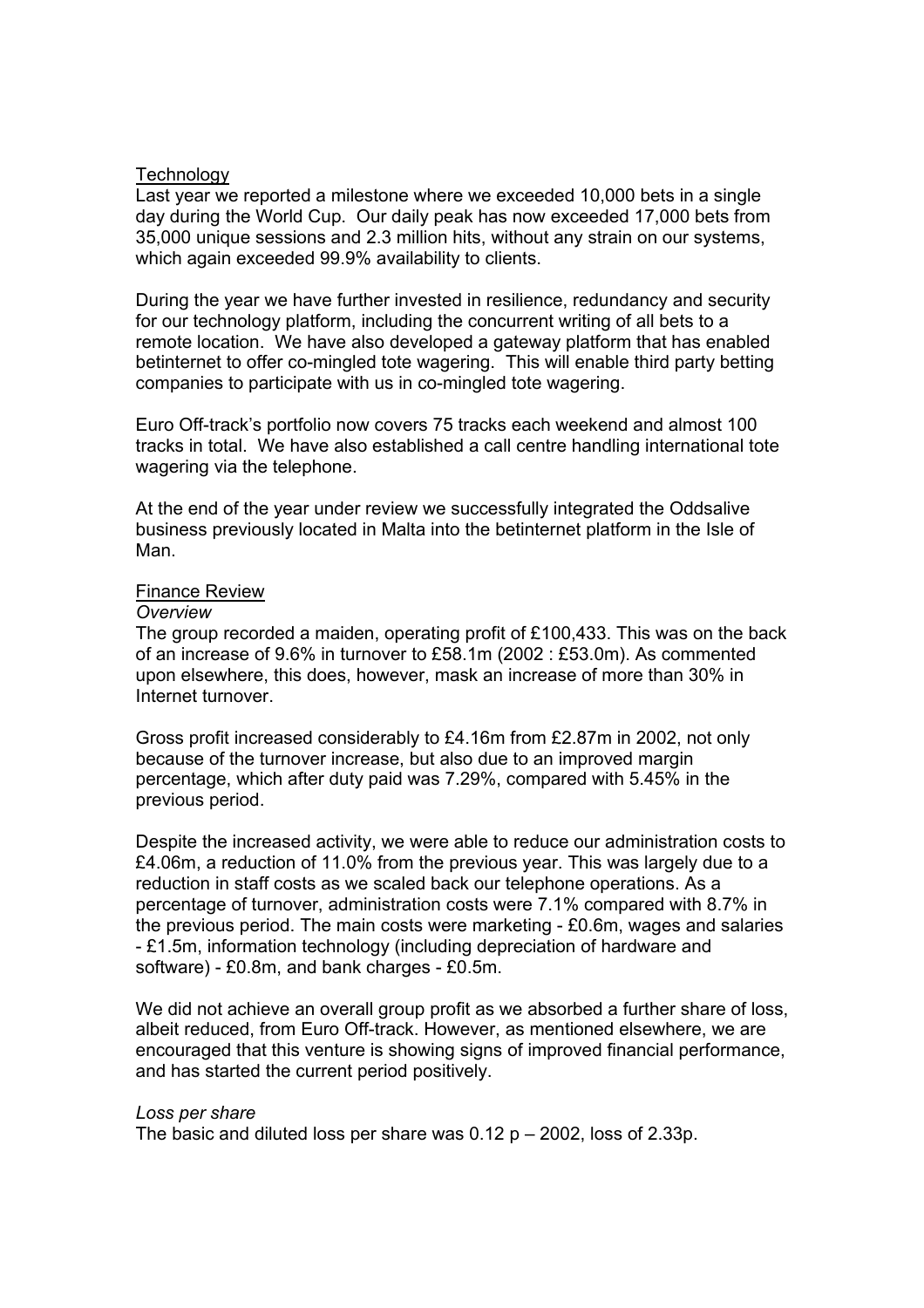## Technology

Last year we reported a milestone where we exceeded 10,000 bets in a single day during the World Cup. Our daily peak has now exceeded 17,000 bets from 35,000 unique sessions and 2.3 million hits, without any strain on our systems, which again exceeded 99.9% availability to clients.

During the year we have further invested in resilience, redundancy and security for our technology platform, including the concurrent writing of all bets to a remote location. We have also developed a gateway platform that has enabled betinternet to offer co-mingled tote wagering. This will enable third party betting companies to participate with us in co-mingled tote wagering.

Euro Off-track's portfolio now covers 75 tracks each weekend and almost 100 tracks in total. We have also established a call centre handling international tote wagering via the telephone.

At the end of the year under review we successfully integrated the Oddsalive business previously located in Malta into the betinternet platform in the Isle of Man.

## Finance Review

### *Overview*

The group recorded a maiden, operating profit of £100,433. This was on the back of an increase of 9.6% in turnover to £58.1m (2002 : £53.0m). As commented upon elsewhere, this does, however, mask an increase of more than 30% in Internet turnover.

Gross profit increased considerably to £4.16m from £2.87m in 2002, not only because of the turnover increase, but also due to an improved margin percentage, which after duty paid was 7.29%, compared with 5.45% in the previous period.

Despite the increased activity, we were able to reduce our administration costs to £4.06m, a reduction of 11.0% from the previous year. This was largely due to a reduction in staff costs as we scaled back our telephone operations. As a percentage of turnover, administration costs were 7.1% compared with 8.7% in the previous period. The main costs were marketing - £0.6m, wages and salaries - £1.5m, information technology (including depreciation of hardware and software) - £0.8m, and bank charges - £0.5m.

We did not achieve an overall group profit as we absorbed a further share of loss, albeit reduced, from Euro Off-track. However, as mentioned elsewhere, we are encouraged that this venture is showing signs of improved financial performance, and has started the current period positively.

### *Loss per share*

The basic and diluted loss per share was 0.12 p – 2002, loss of 2.33p.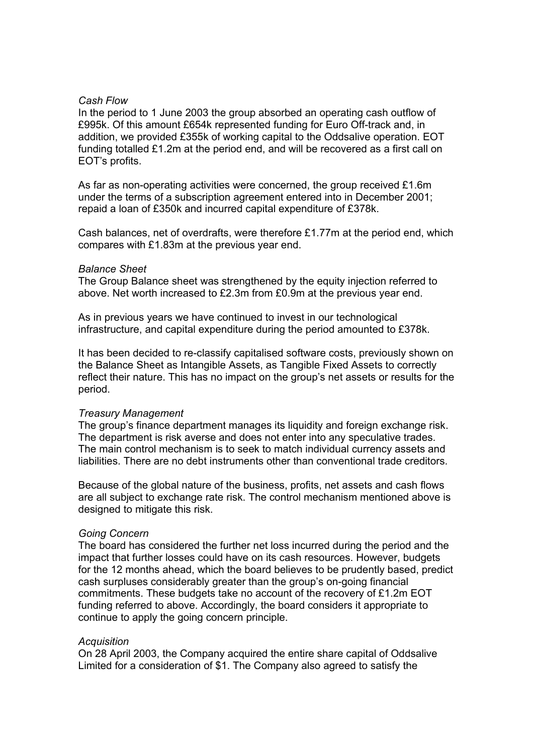*Cash Flow*

In the period to 1 June 2003 the group absorbed an operating cash outflow of £995k. Of this amount £654k represented funding for Euro Off-track and, in addition, we provided £355k of working capital to the Oddsalive operation. EOT funding totalled £1.2m at the period end, and will be recovered as a first call on EOT's profits.

As far as non-operating activities were concerned, the group received £1.6m under the terms of a subscription agreement entered into in December 2001; repaid a loan of £350k and incurred capital expenditure of £378k.

Cash balances, net of overdrafts, were therefore £1.77m at the period end, which compares with £1.83m at the previous year end.

*Balance Sheet*

The Group Balance sheet was strengthened by the equity injection referred to above. Net worth increased to £2.3m from £0.9m at the previous year end.

As in previous years we have continued to invest in our technological infrastructure, and capital expenditure during the period amounted to £378k.

It has been decided to re-classify capitalised software costs, previously shown on the Balance Sheet as Intangible Assets, as Tangible Fixed Assets to correctly reflect their nature. This has no impact on the group's net assets or results for the period.

*Treasury Management*

The group's finance department manages its liquidity and foreign exchange risk. The department is risk averse and does not enter into any speculative trades. The main control mechanism is to seek to match individual currency assets and liabilities. There are no debt instruments other than conventional trade creditors.

Because of the global nature of the business, profits, net assets and cash flows are all subject to exchange rate risk. The control mechanism mentioned above is designed to mitigate this risk.

*Going Concern*

The board has considered the further net loss incurred during the period and the impact that further losses could have on its cash resources. However, budgets for the 12 months ahead, which the board believes to be prudently based, predict cash surpluses considerably greater than the group's on-going financial commitments. These budgets take no account of the recovery of £1.2m EOT funding referred to above. Accordingly, the board considers it appropriate to continue to apply the going concern principle.

*Acquisition*

On 28 April 2003, the Company acquired the entire share capital of Oddsalive Limited for a consideration of $1. The Company also agreed to satisfy the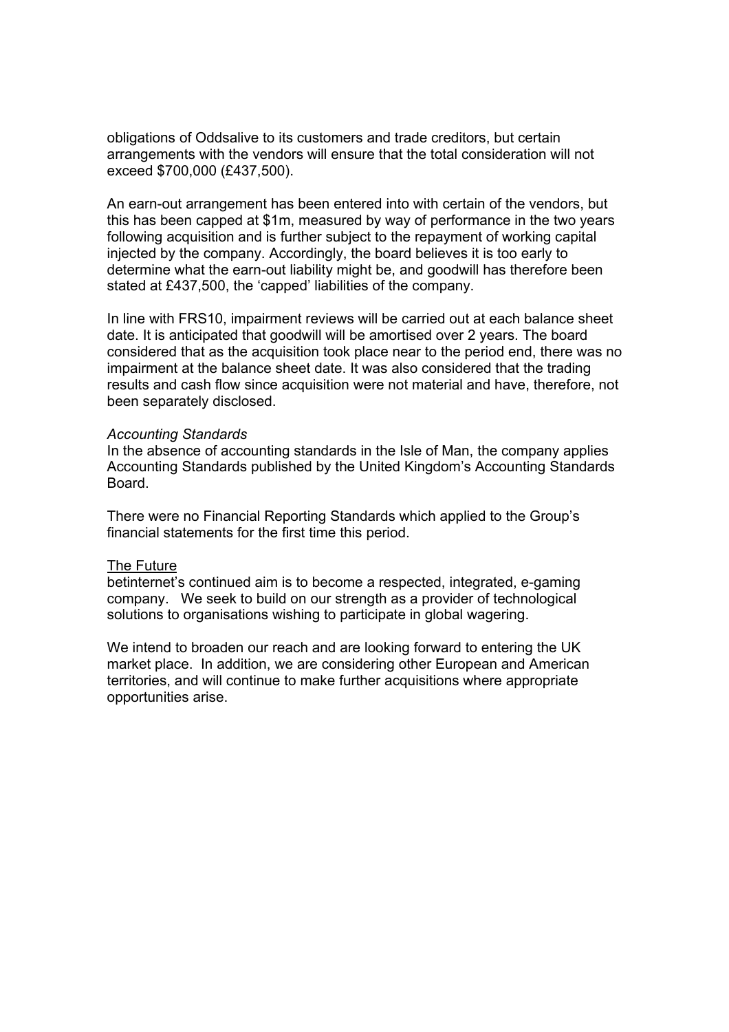obligations of Oddsalive to its customers and trade creditors, but certain arrangements with the vendors will ensure that the total consideration will not exceed $700,000 (£437,500).

An earn-out arrangement has been entered into with certain of the vendors, but this has been capped at $1m, measured by way of performance in the two years following acquisition and is further subject to the repayment of working capital injected by the company. Accordingly, the board believes it is too early to determine what the earn-out liability might be, and goodwill has therefore been stated at £437,500, the 'capped' liabilities of the company.

In line with FRS10, impairment reviews will be carried out at each balance sheet date. It is anticipated that goodwill will be amortised over 2 years. The board considered that as the acquisition took place near to the period end, there was no impairment at the balance sheet date. It was also considered that the trading results and cash flow since acquisition were not material and have, therefore, not been separately disclosed.

*Accounting Standards*

In the absence of accounting standards in the Isle of Man, the company applies Accounting Standards published by the United Kingdom's Accounting Standards Board.

There were no Financial Reporting Standards which applied to the Group's financial statements for the first time this period.

The Future

betinternet's continued aim is to become a respected, integrated, e-gaming company. We seek to build on our strength as a provider of technological solutions to organisations wishing to participate in global wagering.

We intend to broaden our reach and are looking forward to entering the UK market place. In addition, we are considering other European and American territories, and will continue to make further acquisitions where appropriate opportunities arise.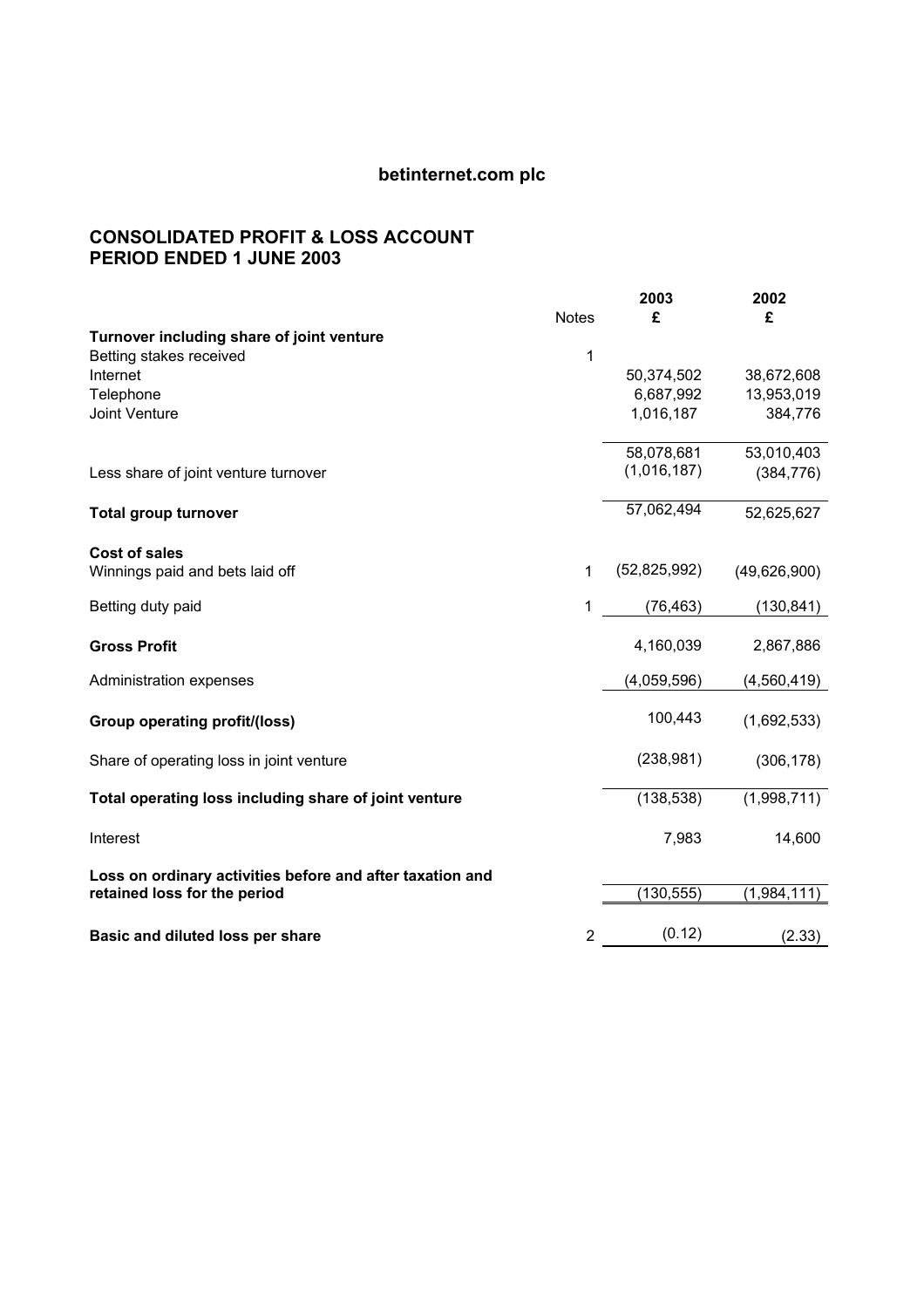# betinternet.com plc

## CONSOLIDATED PROFIT & LOSS ACCOUNT
## PERIOD ENDED 1 JUNE 2003

| | Notes | 2003<br>£ | 2002<br>£ |
|---|---|---|---|
| **Turnover including share of joint venture** | | | |
| Betting stakes received | 1 | | |
| Internet | | 50,374,502 | 38,672,608 |
| Telephone | | 6,687,992 | 13,953,019 |
| Joint Venture | | 1,016,187 | 384,776 |
| | | 58,078,681 | 53,010,403 |
| Less share of joint venture turnover | | (1,016,187) | (384,776) |
| **Total group turnover** | | 57,062,494 | 52,625,627 |
| **Cost of sales** | | | |
| Winnings paid and bets laid off | 1 | (52,825,992) | (49,626,900) |
| Betting duty paid | 1 | (76,463) | (130,841) |
| **Gross Profit** | | 4,160,039 | 2,867,886 |
| Administration expenses | | (4,059,596) | (4,560,419) |
| **Group operating profit/(loss)** | | 100,443 | (1,692,533) |
| Share of operating loss in joint venture | | (238,981) | (306,178) |
| **Total operating loss including share of joint venture** | | (138,538) | (1,998,711) |
| Interest | | 7,983 | 14,600 |
| **Loss on ordinary activities before and after taxation and retained loss for the period** | | (130,555) | (1,984,111) |
| **Basic and diluted loss per share** | 2 | (0.12) | (2.33) |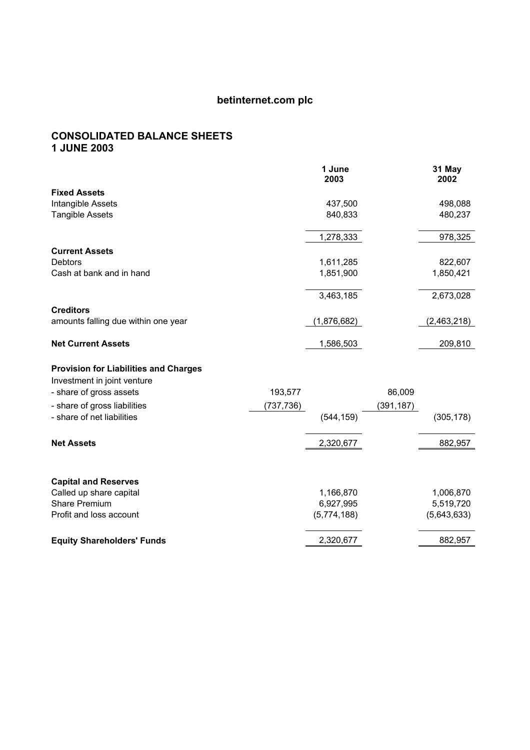# betinternet.com plc

## CONSOLIDATED BALANCE SHEETS
## 1 JUNE 2003

| | | 1 June 2003 | | 31 May 2002 |
|---|---|---|---|---|
| **Fixed Assets** | | | | |
| Intangible Assets | | 437,500 | | 498,088 |
| Tangible Assets | | 840,833 | | 480,237 |
| | | 1,278,333 | | 978,325 |
| **Current Assets** | | | | |
| Debtors | | 1,611,285 | | 822,607 |
| Cash at bank and in hand | | 1,851,900 | | 1,850,421 |
| | | 3,463,185 | | 2,673,028 |
| **Creditors** | | | | |
| amounts falling due within one year | | (1,876,682) | | (2,463,218) |
| **Net Current Assets** | | 1,586,503 | | 209,810 |
| **Provision for Liabilities and Charges** | | | | |
| Investment in joint venture | | | | |
| - share of gross assets | 193,577 | | 86,009 | |
| - share of gross liabilities | (737,736) | | (391,187) | |
| - share of net liabilities | | (544,159) | | (305,178) |
| **Net Assets** | | 2,320,677 | | 882,957 |
| **Capital and Reserves** | | | | |
| Called up share capital | | 1,166,870 | | 1,006,870 |
| Share Premium | | 6,927,995 | | 5,519,720 |
| Profit and loss account | | (5,774,188) | | (5,643,633) |
| **Equity Shareholders' Funds** | | 2,320,677 | | 882,957 |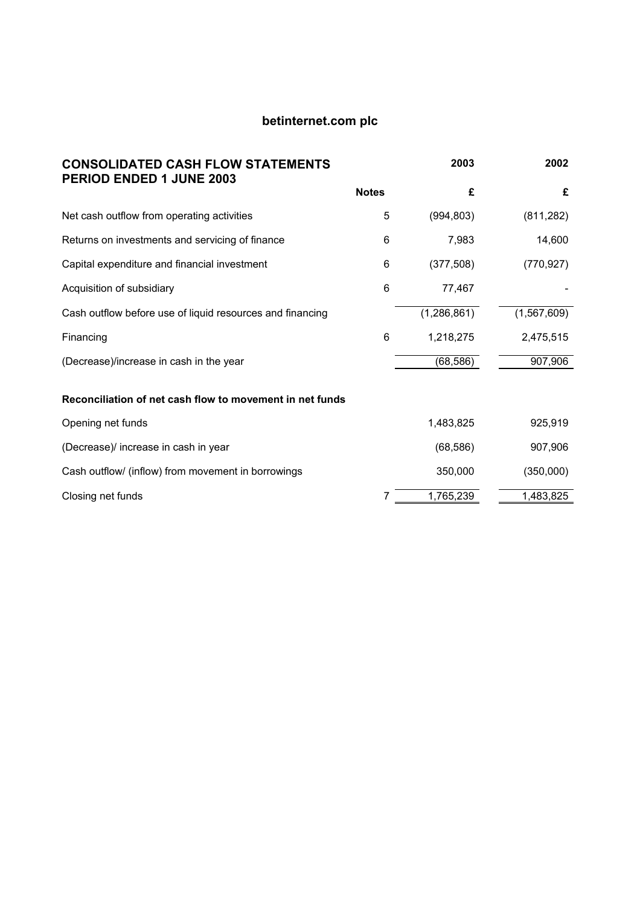# betinternet.com plc

## CONSOLIDATED CASH FLOW STATEMENTS
## PERIOD ENDED 1 JUNE 2003

| | Notes | 2003 | 2002 |
|---|---|---|---|
| | | £ | £ |
| Net cash outflow from operating activities | 5 | (994,803) | (811,282) |
| Returns on investments and servicing of finance | 6 | 7,983 | 14,600 |
| Capital expenditure and financial investment | 6 | (377,508) | (770,927) |
| Acquisition of subsidiary | 6 | 77,467 | - |
| Cash outflow before use of liquid resources and financing | | (1,286,861) | (1,567,609) |
| Financing | 6 | 1,218,275 | 2,475,515 |
| (Decrease)/increase in cash in the year | | (68,586) | 907,906 |

**Reconciliation of net cash flow to movement in net funds**

| | Notes | 2003 | 2002 |
|---|---|---|---|
| Opening net funds | | 1,483,825 | 925,919 |
| (Decrease)/ increase in cash in year | | (68,586) | 907,906 |
| Cash outflow/ (inflow) from movement in borrowings | | 350,000 | (350,000) |
| Closing net funds | 7 | 1,765,239 | 1,483,825 |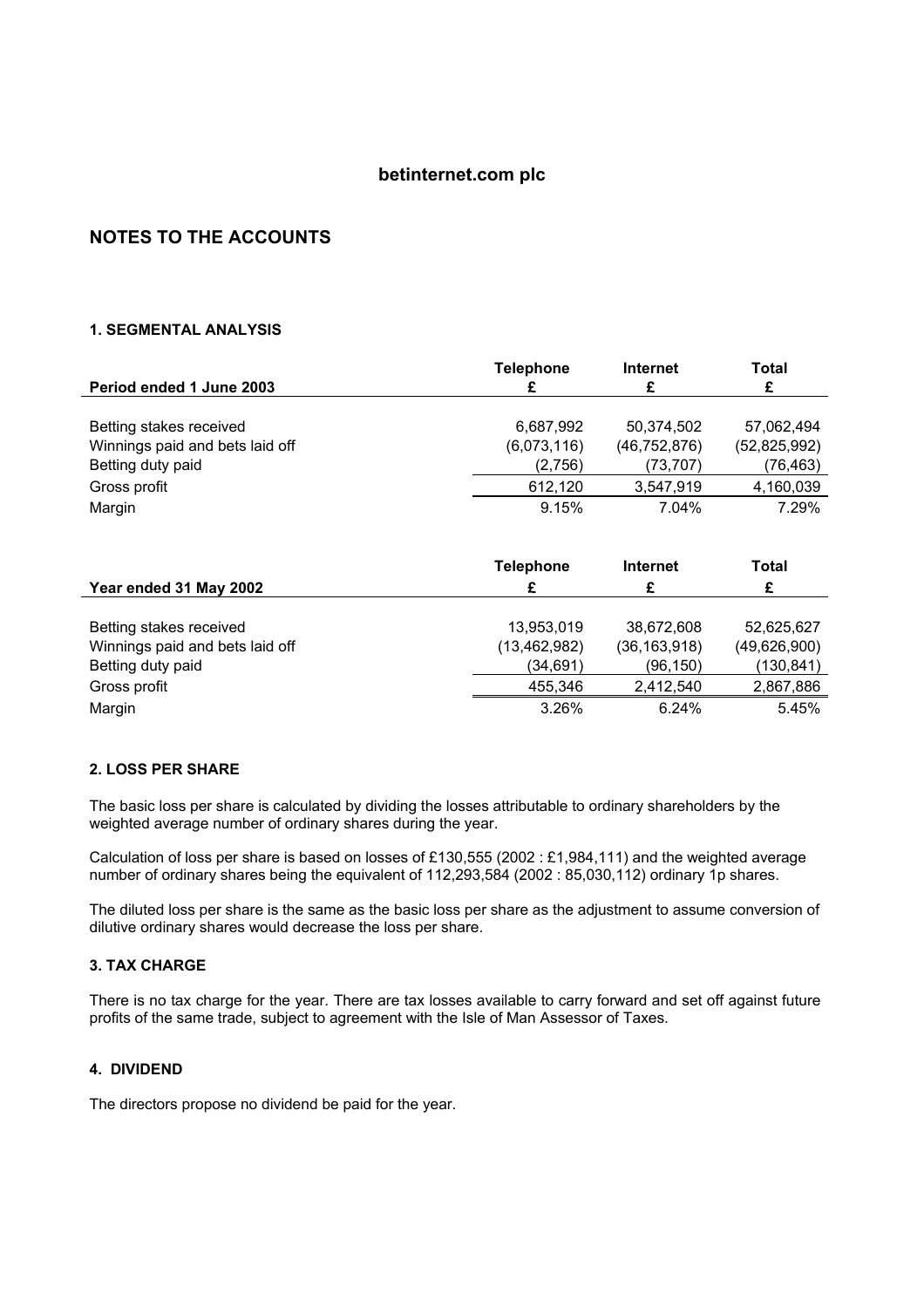**betinternet.com plc**

## NOTES TO THE ACCOUNTS

### 1. SEGMENTAL ANALYSIS

| Period ended 1 June 2003 | Telephone £ | Internet £ | Total £ |
|---|---|---|---|
| Betting stakes received | 6,687,992 | 50,374,502 | 57,062,494 |
| Winnings paid and bets laid off | (6,073,116) | (46,752,876) | (52,825,992) |
| Betting duty paid | (2,756) | (73,707) | (76,463) |
| Gross profit | 612,120 | 3,547,919 | 4,160,039 |
| Margin | 9.15% | 7.04% | 7.29% |

| Year ended 31 May 2002 | Telephone £ | Internet £ | Total £ |
|---|---|---|---|
| Betting stakes received | 13,953,019 | 38,672,608 | 52,625,627 |
| Winnings paid and bets laid off | (13,462,982) | (36,163,918) | (49,626,900) |
| Betting duty paid | (34,691) | (96,150) | (130,841) |
| Gross profit | 455,346 | 2,412,540 | 2,867,886 |
| Margin | 3.26% | 6.24% | 5.45% |

### 2. LOSS PER SHARE

The basic loss per share is calculated by dividing the losses attributable to ordinary shareholders by the weighted average number of ordinary shares during the year.

Calculation of loss per share is based on losses of £130,555 (2002 : £1,984,111) and the weighted average number of ordinary shares being the equivalent of 112,293,584 (2002 : 85,030,112) ordinary 1p shares.

The diluted loss per share is the same as the basic loss per share as the adjustment to assume conversion of dilutive ordinary shares would decrease the loss per share.

### 3. TAX CHARGE

There is no tax charge for the year. There are tax losses available to carry forward and set off against future profits of the same trade, subject to agreement with the Isle of Man Assessor of Taxes.

### 4. DIVIDEND

The directors propose no dividend be paid for the year.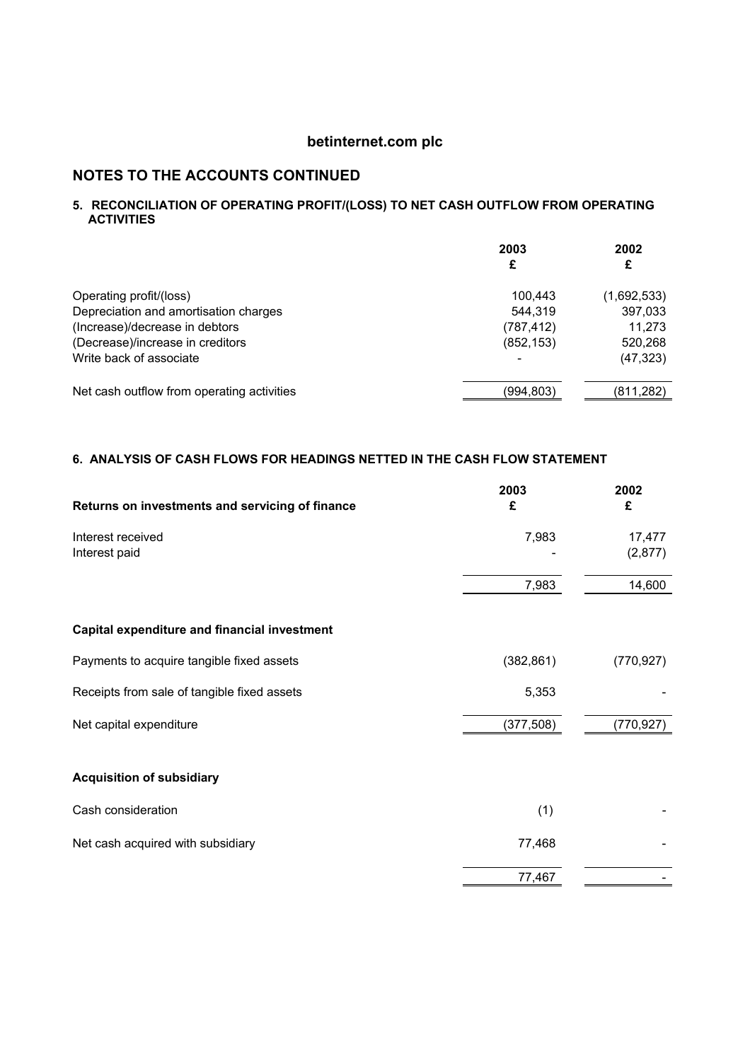# betinternet.com plc

## NOTES TO THE ACCOUNTS CONTINUED

### 5. RECONCILIATION OF OPERATING PROFIT/(LOSS) TO NET CASH OUTFLOW FROM OPERATING ACTIVITIES

| | 2003 £ | 2002 £ |
|---|---|---|
| Operating profit/(loss) | 100,443 | (1,692,533) |
| Depreciation and amortisation charges | 544,319 | 397,033 |
| (Increase)/decrease in debtors | (787,412) | 11,273 |
| (Decrease)/increase in creditors | (852,153) | 520,268 |
| Write back of associate | - | (47,323) |
| Net cash outflow from operating activities | (994,803) | (811,282) |

### 6. ANALYSIS OF CASH FLOWS FOR HEADINGS NETTED IN THE CASH FLOW STATEMENT

| **Returns on investments and servicing of finance** | 2003 £ | 2002 £ |
|---|---|---|
| Interest received | 7,983 | 17,477 |
| Interest paid | - | (2,877) |
| | 7,983 | 14,600 |
| **Capital expenditure and financial investment** | | |
| Payments to acquire tangible fixed assets | (382,861) | (770,927) |
| Receipts from sale of tangible fixed assets | 5,353 | - |
| Net capital expenditure | (377,508) | (770,927) |
| **Acquisition of subsidiary** | | |
| Cash consideration | (1) | - |
| Net cash acquired with subsidiary | 77,468 | - |
| | 77,467 | - |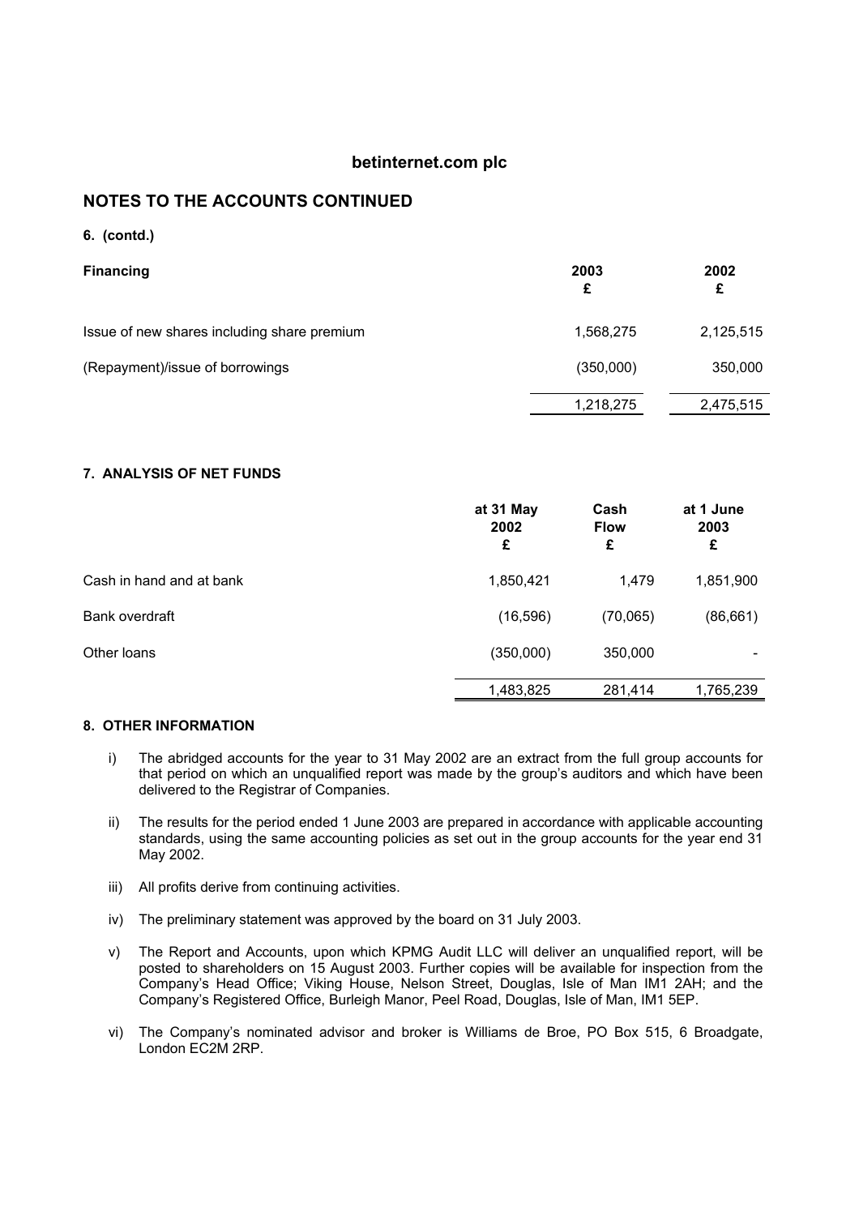**betinternet.com plc**

## NOTES TO THE ACCOUNTS CONTINUED

**6. (contd.)**

| **Financing** | **2003 £** | **2002 £** |
|---|---|---|
| Issue of new shares including share premium | 1,568,275 | 2,125,515 |
| (Repayment)/issue of borrowings | (350,000) | 350,000 |
| | 1,218,275 | 2,475,515 |

### 7. ANALYSIS OF NET FUNDS

| | **at 31 May 2002 £** | **Cash Flow £** | **at 1 June 2003 £** |
|---|---|---|---|
| Cash in hand and at bank | 1,850,421 | 1,479 | 1,851,900 |
| Bank overdraft | (16,596) | (70,065) | (86,661) |
| Other loans | (350,000) | 350,000 | - |
| | 1,483,825 | 281,414 | 1,765,239 |

### 8. OTHER INFORMATION

i) The abridged accounts for the year to 31 May 2002 are an extract from the full group accounts for that period on which an unqualified report was made by the group's auditors and which have been delivered to the Registrar of Companies.

ii) The results for the period ended 1 June 2003 are prepared in accordance with applicable accounting standards, using the same accounting policies as set out in the group accounts for the year end 31 May 2002.

iii) All profits derive from continuing activities.

iv) The preliminary statement was approved by the board on 31 July 2003.

v) The Report and Accounts, upon which KPMG Audit LLC will deliver an unqualified report, will be posted to shareholders on 15 August 2003. Further copies will be available for inspection from the Company's Head Office; Viking House, Nelson Street, Douglas, Isle of Man IM1 2AH; and the Company's Registered Office, Burleigh Manor, Peel Road, Douglas, Isle of Man, IM1 5EP.

vi) The Company's nominated advisor and broker is Williams de Broe, PO Box 515, 6 Broadgate, London EC2M 2RP.